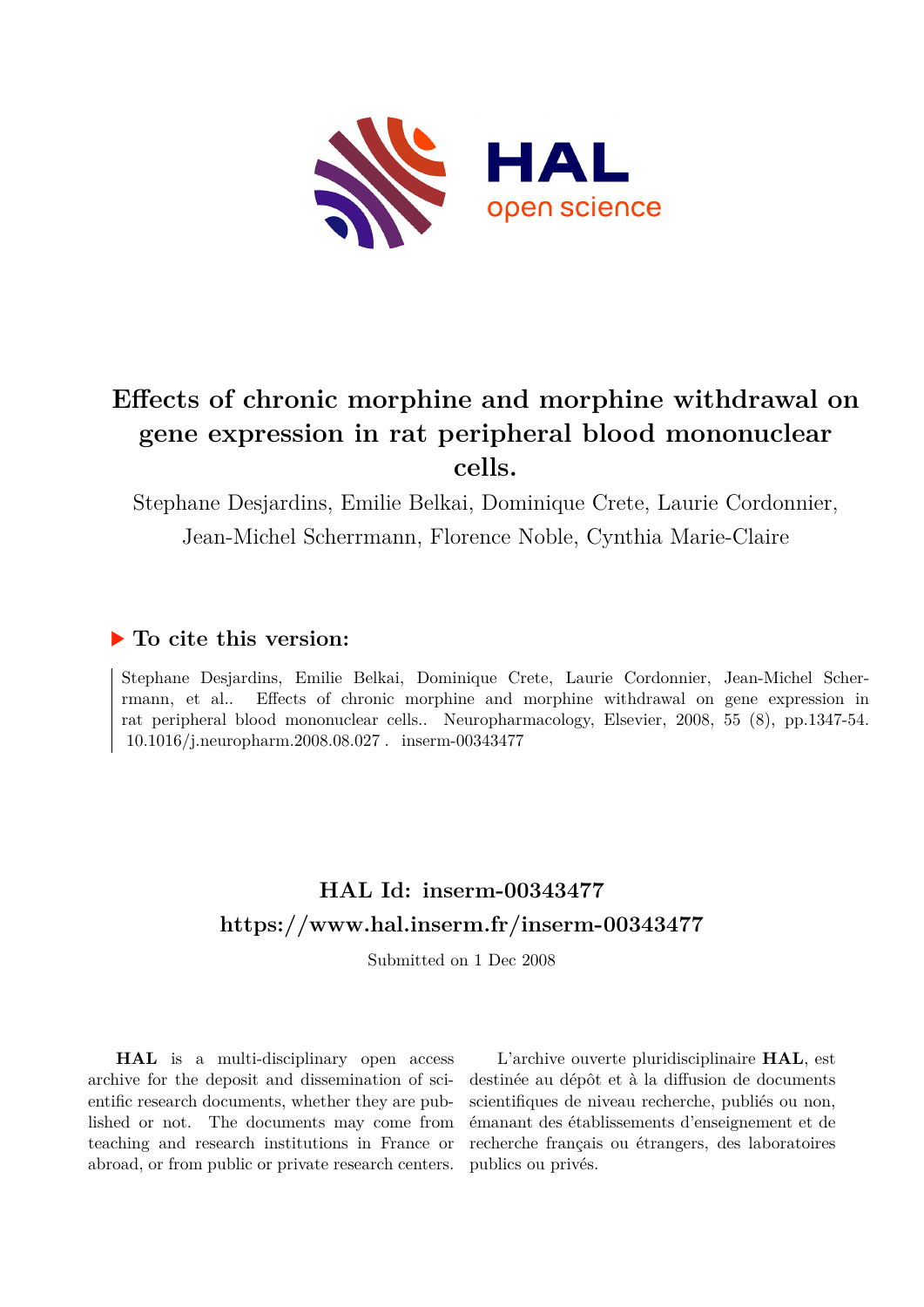# Effects of chronic morphine and morphine withdrawal on gene expression in rat peripheral blood mononuclear cells.

Stephane Desjardins, Emilie Belkai, Dominique Crete, Laurie Cordonnier, Jean-Michel Scherrmann, Florence Noble, Cynthia Marie-Claire

## ▶ To cite this version:

Stephane Desjardins, Emilie Belkai, Dominique Crete, Laurie Cordonnier, Jean-Michel Scherrmann, et al.. Effects of chronic morphine and morphine withdrawal on gene expression in rat peripheral blood mononuclear cells.. Neuropharmacology, Elsevier, 2008, 55 (8), pp.1347-54. 10.1016/j.neuropharm.2008.08.027 . inserm-00343477

## HAL Id: inserm-00343477
## https://www.hal.inserm.fr/inserm-00343477

Submitted on 1 Dec 2008

**HAL** is a multi-disciplinary open access archive for the deposit and dissemination of scientific research documents, whether they are published or not. The documents may come from teaching and research institutions in France or abroad, or from public or private research centers.

L'archive ouverte pluridisciplinaire **HAL**, est destinée au dépôt et à la diffusion de documents scientifiques de niveau recherche, publiés ou non, émanant des établissements d'enseignement et de recherche français ou étrangers, des laboratoires publics ou privés.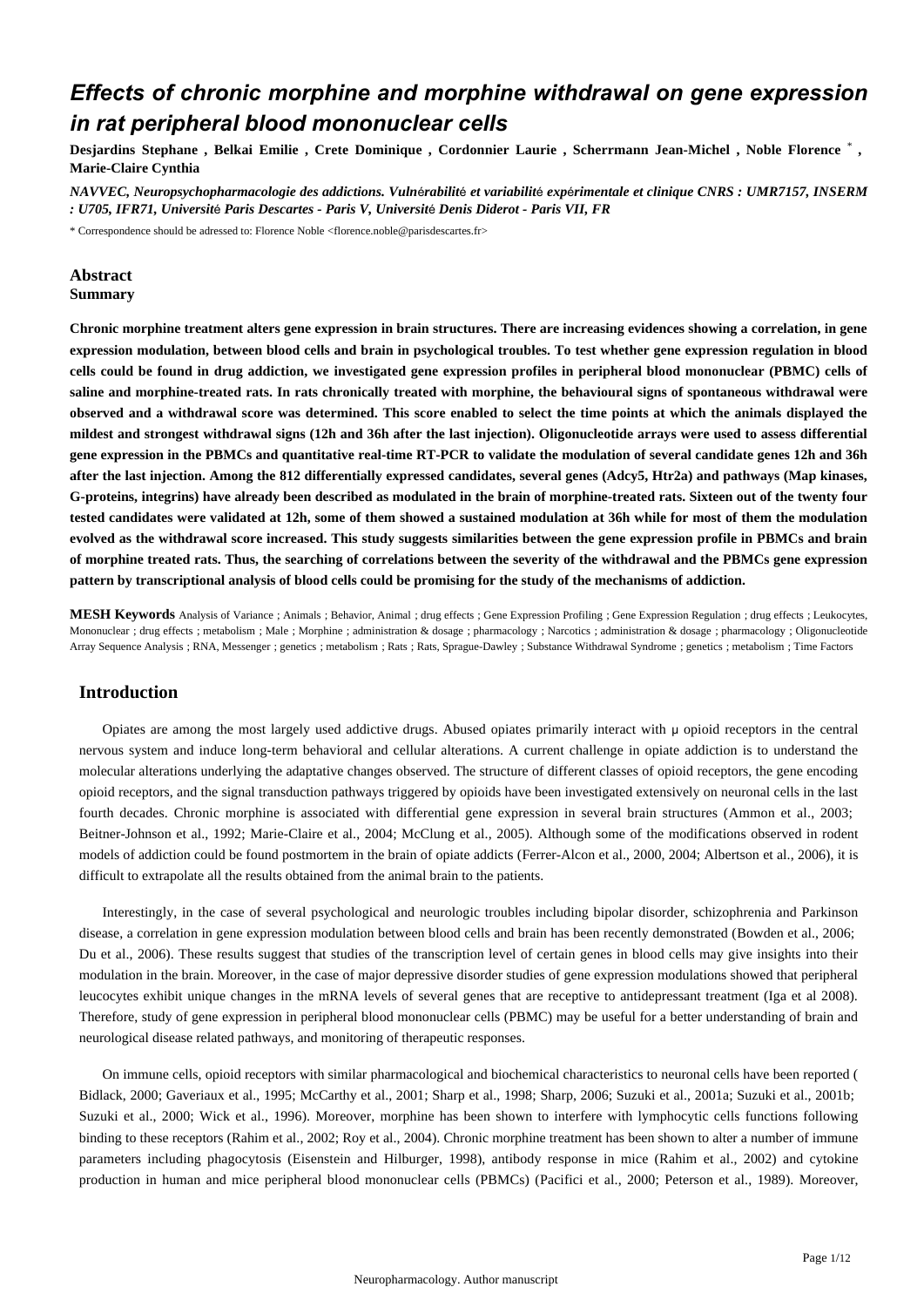# Effects of chronic morphine and morphine withdrawal on gene expression in rat peripheral blood mononuclear cells

**Desjardins Stephane , Belkai Emilie , Crete Dominique , Cordonnier Laurie , Scherrmann Jean-Michel , Noble Florence \* , Marie-Claire Cynthia**

*NAVVEC, Neuropsychopharmacologie des addictions. Vulnérabilité et variabilité expérimentale et clinique CNRS : UMR7157, INSERM : U705, IFR71, Université Paris Descartes - Paris V, Université Denis Diderot - Paris VII, FR*

\* Correspondence should be adressed to: Florence Noble <florence.noble@parisdescartes.fr>

## Abstract

### Summary

**Chronic morphine treatment alters gene expression in brain structures. There are increasing evidences showing a correlation, in gene expression modulation, between blood cells and brain in psychological troubles. To test whether gene expression regulation in blood cells could be found in drug addiction, we investigated gene expression profiles in peripheral blood mononuclear (PBMC) cells of saline and morphine-treated rats. In rats chronically treated with morphine, the behavioural signs of spontaneous withdrawal were observed and a withdrawal score was determined. This score enabled to select the time points at which the animals displayed the mildest and strongest withdrawal signs (12h and 36h after the last injection). Oligonucleotide arrays were used to assess differential gene expression in the PBMCs and quantitative real-time RT-PCR to validate the modulation of several candidate genes 12h and 36h after the last injection. Among the 812 differentially expressed candidates, several genes (Adcy5, Htr2a) and pathways (Map kinases, G-proteins, integrins) have already been described as modulated in the brain of morphine-treated rats. Sixteen out of the twenty four tested candidates were validated at 12h, some of them showed a sustained modulation at 36h while for most of them the modulation evolved as the withdrawal score increased. This study suggests similarities between the gene expression profile in PBMCs and brain of morphine treated rats. Thus, the searching of correlations between the severity of the withdrawal and the PBMCs gene expression pattern by transcriptional analysis of blood cells could be promising for the study of the mechanisms of addiction.**

**MESH Keywords** Analysis of Variance ; Animals ; Behavior, Animal ; drug effects ; Gene Expression Profiling ; Gene Expression Regulation ; drug effects ; Leukocytes, Mononuclear ; drug effects ; metabolism ; Male ; Morphine ; administration & dosage ; pharmacology ; Narcotics ; administration & dosage ; pharmacology ; Oligonucleotide Array Sequence Analysis ; RNA, Messenger ; genetics ; metabolism ; Rats ; Rats, Sprague-Dawley ; Substance Withdrawal Syndrome ; genetics ; metabolism ; Time Factors

## Introduction

Opiates are among the most largely used addictive drugs. Abused opiates primarily interact with μ opioid receptors in the central nervous system and induce long-term behavioral and cellular alterations. A current challenge in opiate addiction is to understand the molecular alterations underlying the adaptative changes observed. The structure of different classes of opioid receptors, the gene encoding opioid receptors, and the signal transduction pathways triggered by opioids have been investigated extensively on neuronal cells in the last fourth decades. Chronic morphine is associated with differential gene expression in several brain structures (Ammon et al., 2003; Beitner-Johnson et al., 1992; Marie-Claire et al., 2004; McClung et al., 2005). Although some of the modifications observed in rodent models of addiction could be found postmortem in the brain of opiate addicts (Ferrer-Alcon et al., 2000, 2004; Albertson et al., 2006), it is difficult to extrapolate all the results obtained from the animal brain to the patients.

Interestingly, in the case of several psychological and neurologic troubles including bipolar disorder, schizophrenia and Parkinson disease, a correlation in gene expression modulation between blood cells and brain has been recently demonstrated (Bowden et al., 2006; Du et al., 2006). These results suggest that studies of the transcription level of certain genes in blood cells may give insights into their modulation in the brain. Moreover, in the case of major depressive disorder studies of gene expression modulations showed that peripheral leucocytes exhibit unique changes in the mRNA levels of several genes that are receptive to antidepressant treatment (Iga et al 2008). Therefore, study of gene expression in peripheral blood mononuclear cells (PBMC) may be useful for a better understanding of brain and neurological disease related pathways, and monitoring of therapeutic responses.

On immune cells, opioid receptors with similar pharmacological and biochemical characteristics to neuronal cells have been reported ( Bidlack, 2000; Gaveriaux et al., 1995; McCarthy et al., 2001; Sharp et al., 1998; Sharp, 2006; Suzuki et al., 2001a; Suzuki et al., 2001b; Suzuki et al., 2000; Wick et al., 1996). Moreover, morphine has been shown to interfere with lymphocytic cells functions following binding to these receptors (Rahim et al., 2002; Roy et al., 2004). Chronic morphine treatment has been shown to alter a number of immune parameters including phagocytosis (Eisenstein and Hilburger, 1998), antibody response in mice (Rahim et al., 2002) and cytokine production in human and mice peripheral blood mononuclear cells (PBMCs) (Pacifici et al., 2000; Peterson et al., 1989). Moreover,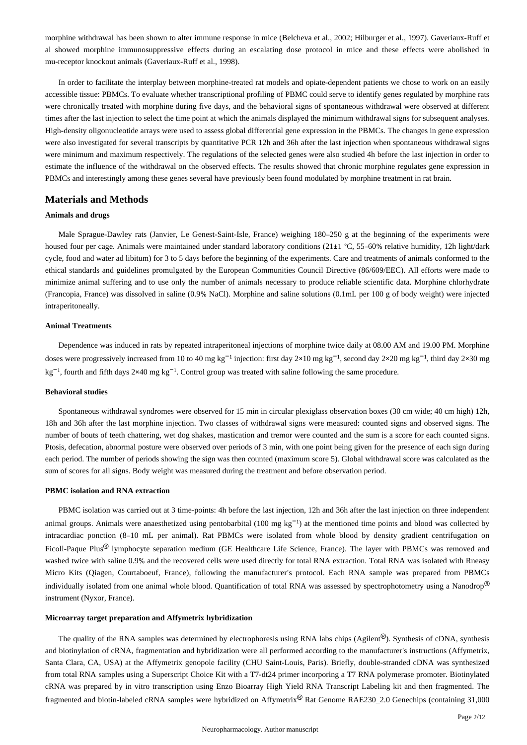morphine withdrawal has been shown to alter immune response in mice (Belcheva et al., 2002; Hilburger et al., 1997). Gaveriaux-Ruff et al showed morphine immunosuppressive effects during an escalating dose protocol in mice and these effects were abolished in mu-receptor knockout animals (Gaveriaux-Ruff et al., 1998).

In order to facilitate the interplay between morphine-treated rat models and opiate-dependent patients we chose to work on an easily accessible tissue: PBMCs. To evaluate whether transcriptional profiling of PBMC could serve to identify genes regulated by morphine rats were chronically treated with morphine during five days, and the behavioral signs of spontaneous withdrawal were observed at different times after the last injection to select the time point at which the animals displayed the minimum withdrawal signs for subsequent analyses. High-density oligonucleotide arrays were used to assess global differential gene expression in the PBMCs. The changes in gene expression were also investigated for several transcripts by quantitative PCR 12h and 36h after the last injection when spontaneous withdrawal signs were minimum and maximum respectively. The regulations of the selected genes were also studied 4h before the last injection in order to estimate the influence of the withdrawal on the observed effects. The results showed that chronic morphine regulates gene expression in PBMCs and interestingly among these genes several have previously been found modulated by morphine treatment in rat brain.

## Materials and Methods

### Animals and drugs

Male Sprague-Dawley rats (Janvier, Le Genest-Saint-Isle, France) weighing 180–250 g at the beginning of the experiments were housed four per cage. Animals were maintained under standard laboratory conditions (21±1 °C, 55–60% relative humidity, 12h light/dark cycle, food and water ad libitum) for 3 to 5 days before the beginning of the experiments. Care and treatments of animals conformed to the ethical standards and guidelines promulgated by the European Communities Council Directive (86/609/EEC). All efforts were made to minimize animal suffering and to use only the number of animals necessary to produce reliable scientific data. Morphine chlorhydrate (Francopia, France) was dissolved in saline (0.9% NaCl). Morphine and saline solutions (0.1mL per 100 g of body weight) were injected intraperitoneally.

### Animal Treatments

Dependence was induced in rats by repeated intraperitoneal injections of morphine twice daily at 08.00 AM and 19.00 PM. Morphine doses were progressively increased from 10 to 40 mg $kg^{-1}$ injection: first day 2×10 mg $kg^{-1}$, second day 2×20 mg $kg^{-1}$, third day 2×30 mg $kg^{-1}$, fourth and fifth days 2×40 mg $kg^{-1}$. Control group was treated with saline following the same procedure.

### Behavioral studies

Spontaneous withdrawal syndromes were observed for 15 min in circular plexiglass observation boxes (30 cm wide; 40 cm high) 12h, 18h and 36h after the last morphine injection. Two classes of withdrawal signs were measured: counted signs and observed signs. The number of bouts of teeth chattering, wet dog shakes, mastication and tremor were counted and the sum is a score for each counted signs. Ptosis, defecation, abnormal posture were observed over periods of 3 min, with one point being given for the presence of each sign during each period. The number of periods showing the sign was then counted (maximum score 5). Global withdrawal score was calculated as the sum of scores for all signs. Body weight was measured during the treatment and before observation period.

### PBMC isolation and RNA extraction

PBMC isolation was carried out at 3 time-points: 4h before the last injection, 12h and 36h after the last injection on three independent animal groups. Animals were anaesthetized using pentobarbital (100 mg $kg^{-1}$) at the mentioned time points and blood was collected by intracardiac ponction (8–10 mL per animal). Rat PBMCs were isolated from whole blood by density gradient centrifugation on Ficoll-Paque Plus® lymphocyte separation medium (GE Healthcare Life Science, France). The layer with PBMCs was removed and washed twice with saline 0.9% and the recovered cells were used directly for total RNA extraction. Total RNA was isolated with Rneasy Micro Kits (Qiagen, Courtaboeuf, France), following the manufacturer's protocol. Each RNA sample was prepared from PBMCs individually isolated from one animal whole blood. Quantification of total RNA was assessed by spectrophotometry using a Nanodrop® instrument (Nyxor, France).

### Microarray target preparation and Affymetrix hybridization

The quality of the RNA samples was determined by electrophoresis using RNA labs chips (Agilent®). Synthesis of cDNA, synthesis and biotinylation of cRNA, fragmentation and hybridization were all performed according to the manufacturer's instructions (Affymetrix, Santa Clara, CA, USA) at the Affymetrix genopole facility (CHU Saint-Louis, Paris). Briefly, double-stranded cDNA was synthesized from total RNA samples using a Superscript Choice Kit with a T7-dt24 primer incorporing a T7 RNA polymerase promoter. Biotinylated cRNA was prepared by in vitro transcription using Enzo Bioarray High Yield RNA Transcript Labeling kit and then fragmented. The fragmented and biotin-labeled cRNA samples were hybridized on Affymetrix® Rat Genome RAE230_2.0 Genechips (containing 31,000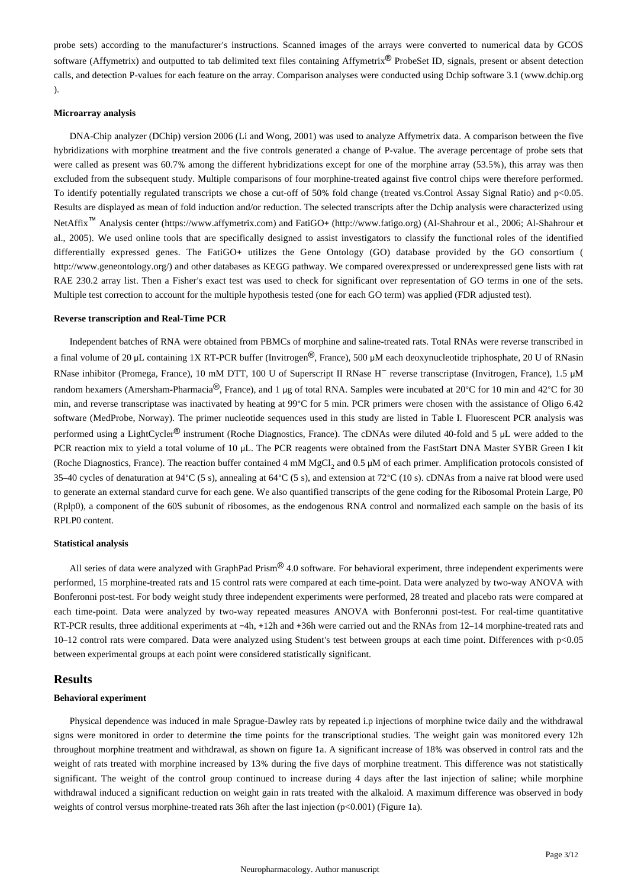probe sets) according to the manufacturer's instructions. Scanned images of the arrays were converted to numerical data by GCOS software (Affymetrix) and outputted to tab delimited text files containing Affymetrix® ProbeSet ID, signals, present or absent detection calls, and detection P-values for each feature on the array. Comparison analyses were conducted using Dchip software 3.1 (www.dchip.org ).

#### Microarray analysis

DNA-Chip analyzer (DChip) version 2006 (Li and Wong, 2001) was used to analyze Affymetrix data. A comparison between the five hybridizations with morphine treatment and the five controls generated a change of P-value. The average percentage of probe sets that were called as present was 60.7% among the different hybridizations except for one of the morphine array (53.5%), this array was then excluded from the subsequent study. Multiple comparisons of four morphine-treated against five control chips were therefore performed. To identify potentially regulated transcripts we chose a cut-off of 50% fold change (treated vs.Control Assay Signal Ratio) and $p<0.05$. Results are displayed as mean of fold induction and/or reduction. The selected transcripts after the Dchip analysis were characterized using NetAffix™ Analysis center (https://www.affymetrix.com) and FatiGO+ (http://www.fatigo.org) (Al-Shahrour et al., 2006; Al-Shahrour et al., 2005). We used online tools that are specifically designed to assist investigators to classify the functional roles of the identified differentially expressed genes. The FatiGO+ utilizes the Gene Ontology (GO) database provided by the GO consortium ( http://www.geneontology.org/) and other databases as KEGG pathway. We compared overexpressed or underexpressed gene lists with rat RAE 230.2 array list. Then a Fisher's exact test was used to check for significant over representation of GO terms in one of the sets. Multiple test correction to account for the multiple hypothesis tested (one for each GO term) was applied (FDR adjusted test).

#### Reverse transcription and Real-Time PCR

Independent batches of RNA were obtained from PBMCs of morphine and saline-treated rats. Total RNAs were reverse transcribed in a final volume of 20 μL containing 1X RT-PCR buffer (Invitrogen®, France), 500 μM each deoxynucleotide triphosphate, 20 U of RNasin RNase inhibitor (Promega, France), 10 mM DTT, 100 U of Superscript II RNase H$^{-}$ reverse transcriptase (Invitrogen, France), 1.5 μM random hexamers (Amersham-Pharmacia®, France), and 1 μg of total RNA. Samples were incubated at 20°C for 10 min and 42°C for 30 min, and reverse transcriptase was inactivated by heating at 99°C for 5 min. PCR primers were chosen with the assistance of Oligo 6.42 software (MedProbe, Norway). The primer nucleotide sequences used in this study are listed in Table I. Fluorescent PCR analysis was performed using a LightCycler® instrument (Roche Diagnostics, France). The cDNAs were diluted 40-fold and 5 μL were added to the PCR reaction mix to yield a total volume of 10 μL. The PCR reagents were obtained from the FastStart DNA Master SYBR Green I kit (Roche Diagnostics, France). The reaction buffer contained 4 mM $MgCl_2$ and 0.5 μM of each primer. Amplification protocols consisted of 35–40 cycles of denaturation at 94°C (5 s), annealing at 64°C (5 s), and extension at 72°C (10 s). cDNAs from a naive rat blood were used to generate an external standard curve for each gene. We also quantified transcripts of the gene coding for the Ribosomal Protein Large, P0 (Rplp0), a component of the 60S subunit of ribosomes, as the endogenous RNA control and normalized each sample on the basis of its RPLP0 content.

#### Statistical analysis

All series of data were analyzed with GraphPad Prism® 4.0 software. For behavioral experiment, three independent experiments were performed, 15 morphine-treated rats and 15 control rats were compared at each time-point. Data were analyzed by two-way ANOVA with Bonferonni post-test. For body weight study three independent experiments were performed, 28 treated and placebo rats were compared at each time-point. Data were analyzed by two-way repeated measures ANOVA with Bonferonni post-test. For real-time quantitative RT-PCR results, three additional experiments at −4h, +12h and +36h were carried out and the RNAs from 12–14 morphine-treated rats and 10–12 control rats were compared. Data were analyzed using Student's test between groups at each time point. Differences with $p<0.05$ between experimental groups at each point were considered statistically significant.

## Results

#### Behavioral experiment

Physical dependence was induced in male Sprague-Dawley rats by repeated i.p injections of morphine twice daily and the withdrawal signs were monitored in order to determine the time points for the transcriptional studies. The weight gain was monitored every 12h throughout morphine treatment and withdrawal, as shown on figure 1a. A significant increase of 18% was observed in control rats and the weight of rats treated with morphine increased by 13% during the five days of morphine treatment. This difference was not statistically significant. The weight of the control group continued to increase during 4 days after the last injection of saline; while morphine withdrawal induced a significant reduction on weight gain in rats treated with the alkaloid. A maximum difference was observed in body weights of control versus morphine-treated rats 36h after the last injection ($p<0.001$) (Figure 1a).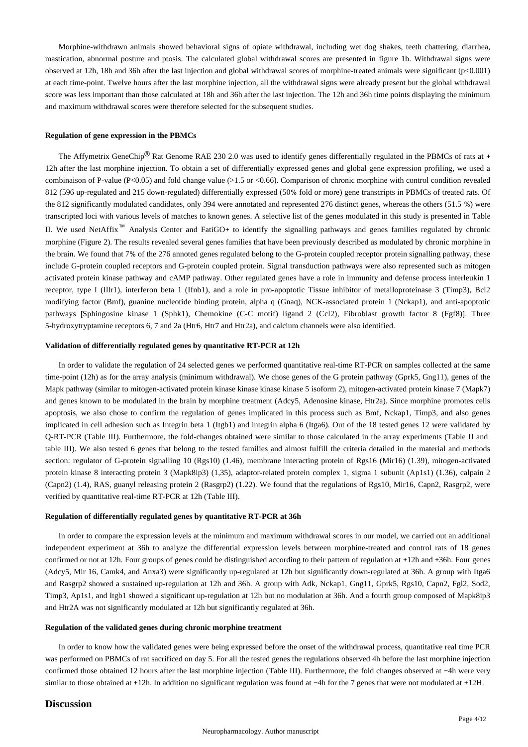Morphine-withdrawn animals showed behavioral signs of opiate withdrawal, including wet dog shakes, teeth chattering, diarrhea, mastication, abnormal posture and ptosis. The calculated global withdrawal scores are presented in figure 1b. Withdrawal signs were observed at 12h, 18h and 36h after the last injection and global withdrawal scores of morphine-treated animals were significant ($p<0.001$) at each time-point. Twelve hours after the last morphine injection, all the withdrawal signs were already present but the global withdrawal score was less important than those calculated at 18h and 36h after the last injection. The 12h and 36h time points displaying the minimum and maximum withdrawal scores were therefore selected for the subsequent studies.

### Regulation of gene expression in the PBMCs

The Affymetrix GeneChip® Rat Genome RAE 230 2.0 was used to identify genes differentially regulated in the PBMCs of rats at + 12h after the last morphine injection. To obtain a set of differentially expressed genes and global gene expression profiling, we used a combinaison of P-value ($P<0.05$) and fold change value (>1.5 or <0.66). Comparison of chronic morphine with control condition revealed 812 (596 up-regulated and 215 down-regulated) differentially expressed (50% fold or more) gene transcripts in PBMCs of treated rats. Of the 812 significantly modulated candidates, only 394 were annotated and represented 276 distinct genes, whereas the others (51.5 %) were transcripted loci with various levels of matches to known genes. A selective list of the genes modulated in this study is presented in Table II. We used NetAffix™ Analysis Center and FatiGO+ to identify the signalling pathways and genes families regulated by chronic morphine (Figure 2). The results revealed several genes families that have been previously described as modulated by chronic morphine in the brain. We found that 7% of the 276 annoted genes regulated belong to the G-protein coupled receptor protein signalling pathway, these include G-protein coupled receptors and G-protein coupled protein. Signal transduction pathways were also represented such as mitogen activated protein kinase pathway and cAMP pathway. Other regulated genes have a role in immunity and defense process interleukin 1 receptor, type I (Illr1), interferon beta 1 (Ifnb1), and a role in pro-apoptotic Tissue inhibitor of metalloproteinase 3 (Timp3), Bcl2 modifying factor (Bmf), guanine nucleotide binding protein, alpha q (Gnaq), NCK-associated protein 1 (Nckap1), and anti-apoptotic pathways [Sphingosine kinase 1 (Sphk1), Chemokine (C-C motif) ligand 2 (Ccl2), Fibroblast growth factor 8 (Fgf8)]. Three 5-hydroxytryptamine receptors 6, 7 and 2a (Htr6, Htr7 and Htr2a), and calcium channels were also identified.

### Validation of differentially regulated genes by quantitative RT-PCR at 12h

In order to validate the regulation of 24 selected genes we performed quantitative real-time RT-PCR on samples collected at the same time-point (12h) as for the array analysis (minimum withdrawal). We chose genes of the G protein pathway (Gprk5, Gng11), genes of the Mapk pathway (similar to mitogen-activated protein kinase kinase kinase kinase 5 isoform 2), mitogen-activated protein kinase 7 (Mapk7) and genes known to be modulated in the brain by morphine treatment (Adcy5, Adenosine kinase, Htr2a). Since morphine promotes cells apoptosis, we also chose to confirm the regulation of genes implicated in this process such as Bmf, Nckap1, Timp3, and also genes implicated in cell adhesion such as Integrin beta 1 (Itgb1) and integrin alpha 6 (Itga6). Out of the 18 tested genes 12 were validated by Q-RT-PCR (Table III). Furthermore, the fold-changes obtained were similar to those calculated in the array experiments (Table II and table III). We also tested 6 genes that belong to the tested families and almost fulfill the criteria detailed in the material and methods section: regulator of G-protein signalling 10 (Rgs10) (1.46), membrane interacting protein of Rgs16 (Mir16) (1.39), mitogen-activated protein kinase 8 interacting protein 3 (Mapk8ip3) (1,35), adaptor-related protein complex 1, sigma 1 subunit (Ap1s1) (1.36), calpain 2 (Capn2) (1.4), RAS, guanyl releasing protein 2 (Rasgrp2) (1.22). We found that the regulations of Rgs10, Mir16, Capn2, Rasgrp2, were verified by quantitative real-time RT-PCR at 12h (Table III).

### Regulation of differentially regulated genes by quantitative RT-PCR at 36h

In order to compare the expression levels at the minimum and maximum withdrawal scores in our model, we carried out an additional independent experiment at 36h to analyze the differential expression levels between morphine-treated and control rats of 18 genes confirmed or not at 12h. Four groups of genes could be distinguished according to their pattern of regulation at +12h and +36h. Four genes (Adcy5, Mir 16, Camk4, and Anxa3) were significantly up-regulated at 12h but significantly down-regulated at 36h. A group with Itga6 and Rasgrp2 showed a sustained up-regulation at 12h and 36h. A group with Adk, Nckap1, Gng11, Gprk5, Rgs10, Capn2, Fgl2, Sod2, Timp3, Ap1s1, and Itgb1 showed a significant up-regulation at 12h but no modulation at 36h. And a fourth group composed of Mapk8ip3 and Htr2A was not significantly modulated at 12h but significantly regulated at 36h.

### Regulation of the validated genes during chronic morphine treatment

In order to know how the validated genes were being expressed before the onset of the withdrawal process, quantitative real time PCR was performed on PBMCs of rat sacrificed on day 5. For all the tested genes the regulations observed 4h before the last morphine injection confirmed those obtained 12 hours after the last morphine injection (Table III). Furthermore, the fold changes observed at −4h were very similar to those obtained at +12h. In addition no significant regulation was found at −4h for the 7 genes that were not modulated at +12H.

## Discussion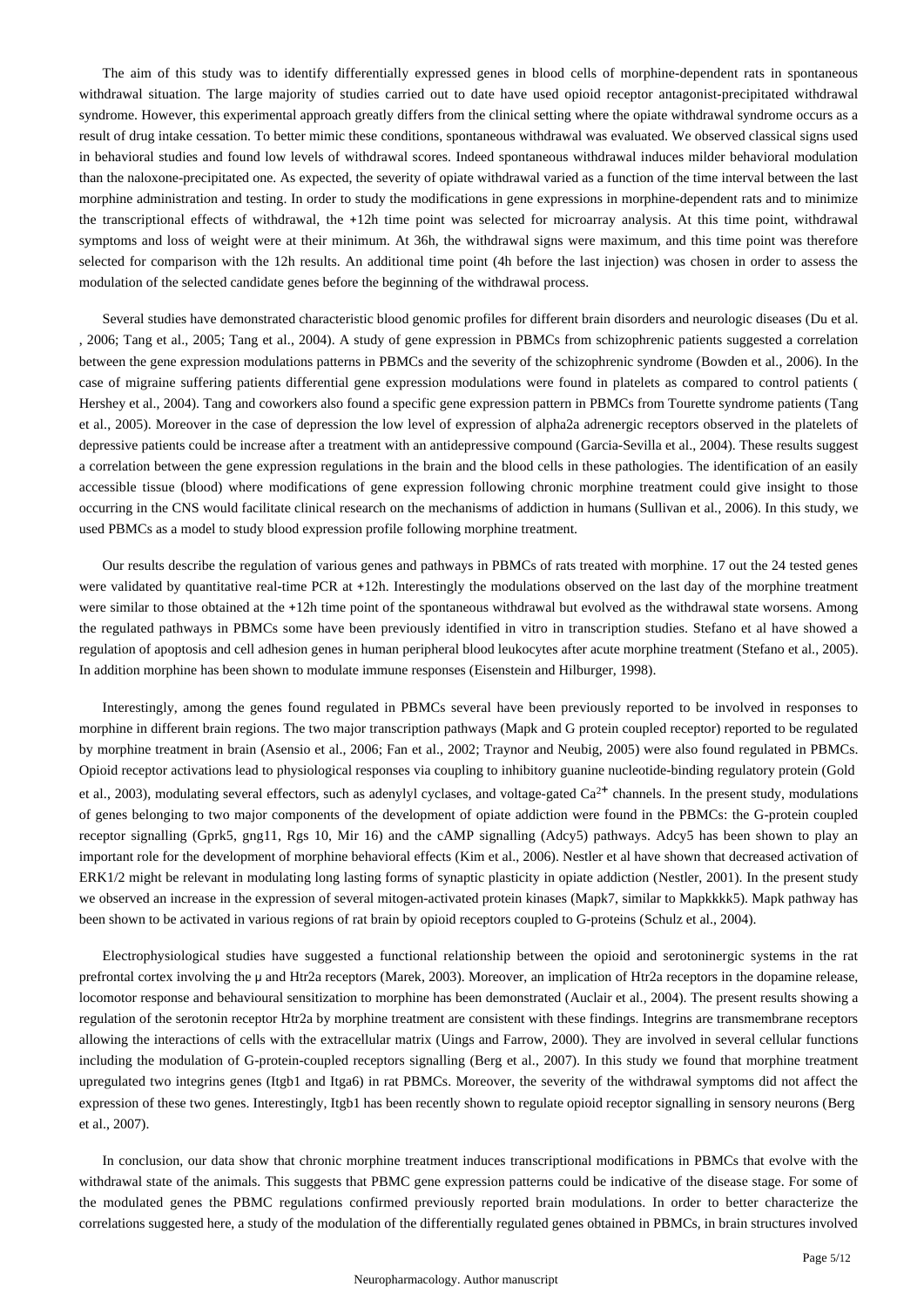The aim of this study was to identify differentially expressed genes in blood cells of morphine-dependent rats in spontaneous withdrawal situation. The large majority of studies carried out to date have used opioid receptor antagonist-precipitated withdrawal syndrome. However, this experimental approach greatly differs from the clinical setting where the opiate withdrawal syndrome occurs as a result of drug intake cessation. To better mimic these conditions, spontaneous withdrawal was evaluated. We observed classical signs used in behavioral studies and found low levels of withdrawal scores. Indeed spontaneous withdrawal induces milder behavioral modulation than the naloxone-precipitated one. As expected, the severity of opiate withdrawal varied as a function of the time interval between the last morphine administration and testing. In order to study the modifications in gene expressions in morphine-dependent rats and to minimize the transcriptional effects of withdrawal, the +12h time point was selected for microarray analysis. At this time point, withdrawal symptoms and loss of weight were at their minimum. At 36h, the withdrawal signs were maximum, and this time point was therefore selected for comparison with the 12h results. An additional time point (4h before the last injection) was chosen in order to assess the modulation of the selected candidate genes before the beginning of the withdrawal process.

Several studies have demonstrated characteristic blood genomic profiles for different brain disorders and neurologic diseases (Du et al. , 2006; Tang et al., 2005; Tang et al., 2004). A study of gene expression in PBMCs from schizophrenic patients suggested a correlation between the gene expression modulations patterns in PBMCs and the severity of the schizophrenic syndrome (Bowden et al., 2006). In the case of migraine suffering patients differential gene expression modulations were found in platelets as compared to control patients ( Hershey et al., 2004). Tang and coworkers also found a specific gene expression pattern in PBMCs from Tourette syndrome patients (Tang et al., 2005). Moreover in the case of depression the low level of expression of alpha2a adrenergic receptors observed in the platelets of depressive patients could be increase after a treatment with an antidepressive compound (Garcia-Sevilla et al., 2004). These results suggest a correlation between the gene expression regulations in the brain and the blood cells in these pathologies. The identification of an easily accessible tissue (blood) where modifications of gene expression following chronic morphine treatment could give insight to those occurring in the CNS would facilitate clinical research on the mechanisms of addiction in humans (Sullivan et al., 2006). In this study, we used PBMCs as a model to study blood expression profile following morphine treatment.

Our results describe the regulation of various genes and pathways in PBMCs of rats treated with morphine. 17 out the 24 tested genes were validated by quantitative real-time PCR at +12h. Interestingly the modulations observed on the last day of the morphine treatment were similar to those obtained at the +12h time point of the spontaneous withdrawal but evolved as the withdrawal state worsens. Among the regulated pathways in PBMCs some have been previously identified in vitro in transcription studies. Stefano et al have showed a regulation of apoptosis and cell adhesion genes in human peripheral blood leukocytes after acute morphine treatment (Stefano et al., 2005). In addition morphine has been shown to modulate immune responses (Eisenstein and Hilburger, 1998).

Interestingly, among the genes found regulated in PBMCs several have been previously reported to be involved in responses to morphine in different brain regions. The two major transcription pathways (Mapk and G protein coupled receptor) reported to be regulated by morphine treatment in brain (Asensio et al., 2006; Fan et al., 2002; Traynor and Neubig, 2005) were also found regulated in PBMCs. Opioid receptor activations lead to physiological responses via coupling to inhibitory guanine nucleotide-binding regulatory protein (Gold et al., 2003), modulating several effectors, such as adenylyl cyclases, and voltage-gated $Ca^{2+}$ channels. In the present study, modulations of genes belonging to two major components of the development of opiate addiction were found in the PBMCs: the G-protein coupled receptor signalling (Gprk5, gng11, Rgs 10, Mir 16) and the cAMP signalling (Adcy5) pathways. Adcy5 has been shown to play an important role for the development of morphine behavioral effects (Kim et al., 2006). Nestler et al have shown that decreased activation of ERK1/2 might be relevant in modulating long lasting forms of synaptic plasticity in opiate addiction (Nestler, 2001). In the present study we observed an increase in the expression of several mitogen-activated protein kinases (Mapk7, similar to Mapkkkk5). Mapk pathway has been shown to be activated in various regions of rat brain by opioid receptors coupled to G-proteins (Schulz et al., 2004).

Electrophysiological studies have suggested a functional relationship between the opioid and serotoninergic systems in the rat prefrontal cortex involving the μ and Htr2a receptors (Marek, 2003). Moreover, an implication of Htr2a receptors in the dopamine release, locomotor response and behavioural sensitization to morphine has been demonstrated (Auclair et al., 2004). The present results showing a regulation of the serotonin receptor Htr2a by morphine treatment are consistent with these findings. Integrins are transmembrane receptors allowing the interactions of cells with the extracellular matrix (Uings and Farrow, 2000). They are involved in several cellular functions including the modulation of G-protein-coupled receptors signalling (Berg et al., 2007). In this study we found that morphine treatment upregulated two integrins genes (Itgb1 and Itga6) in rat PBMCs. Moreover, the severity of the withdrawal symptoms did not affect the expression of these two genes. Interestingly, Itgb1 has been recently shown to regulate opioid receptor signalling in sensory neurons (Berg et al., 2007).

In conclusion, our data show that chronic morphine treatment induces transcriptional modifications in PBMCs that evolve with the withdrawal state of the animals. This suggests that PBMC gene expression patterns could be indicative of the disease stage. For some of the modulated genes the PBMC regulations confirmed previously reported brain modulations. In order to better characterize the correlations suggested here, a study of the modulation of the differentially regulated genes obtained in PBMCs, in brain structures involved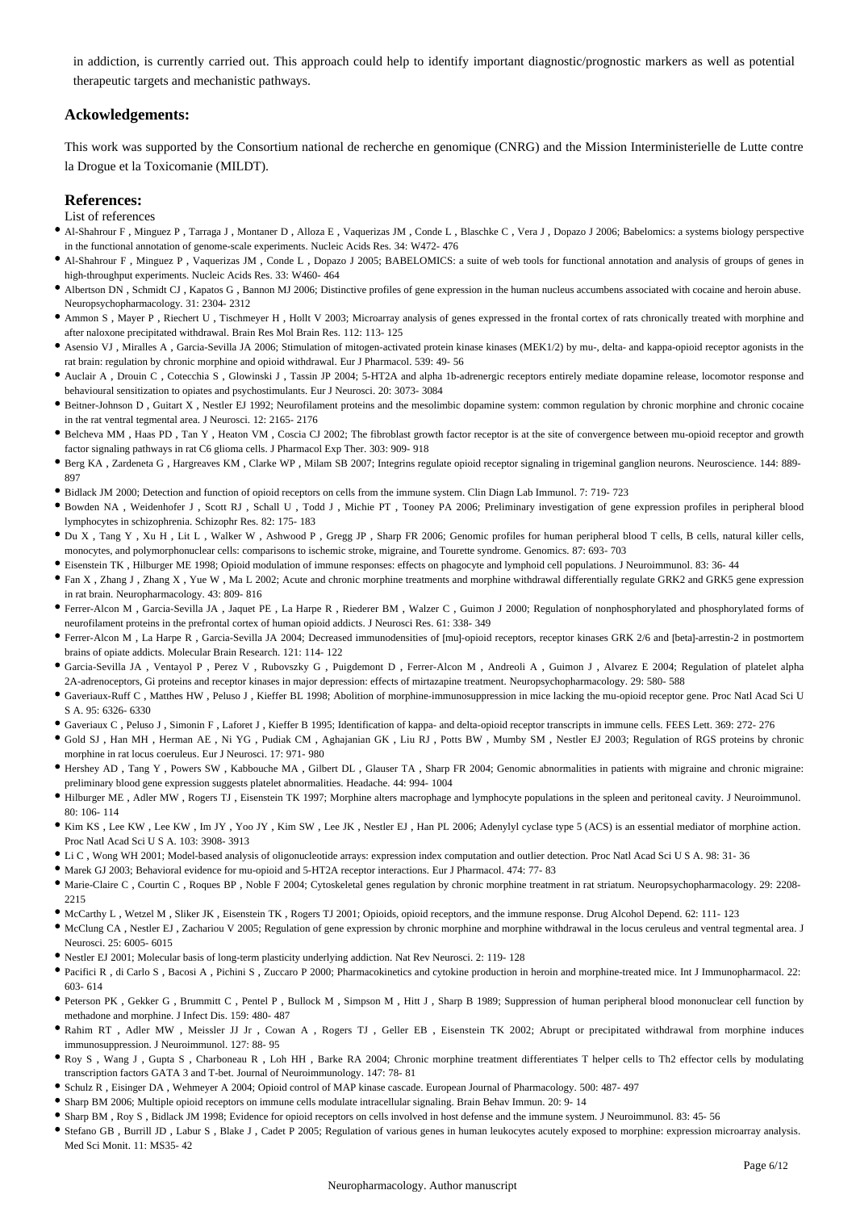in addiction, is currently carried out. This approach could help to identify important diagnostic/prognostic markers as well as potential therapeutic targets and mechanistic pathways.

## Ackowledgements:

This work was supported by the Consortium national de recherche en genomique (CNRG) and the Mission Interministerielle de Lutte contre la Drogue et la Toxicomanie (MILDT).

## References:

List of references

- Al-Shahrour F , Minguez P , Tarraga J , Montaner D , Alloza E , Vaquerizas JM , Conde L , Blaschke C , Vera J , Dopazo J 2006; Babelomics: a systems biology perspective in the functional annotation of genome-scale experiments. Nucleic Acids Res. 34: W472- 476
- Al-Shahrour F , Minguez P , Vaquerizas JM , Conde L , Dopazo J 2005; BABELOMICS: a suite of web tools for functional annotation and analysis of groups of genes in high-throughput experiments. Nucleic Acids Res. 33: W460- 464
- Albertson DN , Schmidt CJ , Kapatos G , Bannon MJ 2006; Distinctive profiles of gene expression in the human nucleus accumbens associated with cocaine and heroin abuse. Neuropsychopharmacology. 31: 2304- 2312
- Ammon S , Mayer P , Riechert U , Tischmeyer H , Hollt V 2003; Microarray analysis of genes expressed in the frontal cortex of rats chronically treated with morphine and after naloxone precipitated withdrawal. Brain Res Mol Brain Res. 112: 113- 125
- Asensio VJ , Miralles A , Garcia-Sevilla JA 2006; Stimulation of mitogen-activated protein kinase kinases (MEK1/2) by mu-, delta- and kappa-opioid receptor agonists in the rat brain: regulation by chronic morphine and opioid withdrawal. Eur J Pharmacol. 539: 49- 56
- Auclair A , Drouin C , Cotecchia S , Glowinski J , Tassin JP 2004; 5-HT2A and alpha 1b-adrenergic receptors entirely mediate dopamine release, locomotor response and behavioural sensitization to opiates and psychostimulants. Eur J Neurosci. 20: 3073- 3084
- Beitner-Johnson D , Guitart X , Nestler EJ 1992; Neurofilament proteins and the mesolimbic dopamine system: common regulation by chronic morphine and chronic cocaine in the rat ventral tegmental area. J Neurosci. 12: 2165- 2176
- Belcheva MM , Haas PD , Tan Y , Heaton VM , Coscia CJ 2002; The fibroblast growth factor receptor is at the site of convergence between mu-opioid receptor and growth factor signaling pathways in rat C6 glioma cells. J Pharmacol Exp Ther. 303: 909- 918
- Berg KA , Zardeneta G , Hargreaves KM , Clarke WP , Milam SB 2007; Integrins regulate opioid receptor signaling in trigeminal ganglion neurons. Neuroscience. 144: 889- 897
- Bidlack JM 2000; Detection and function of opioid receptors on cells from the immune system. Clin Diagn Lab Immunol. 7: 719- 723
- Bowden NA , Weidenhofer J , Scott RJ , Schall U , Todd J , Michie PT , Tooney PA 2006; Preliminary investigation of gene expression profiles in peripheral blood lymphocytes in schizophrenia. Schizophr Res. 82: 175- 183
- Du X , Tang Y , Xu H , Lit L , Walker W , Ashwood P , Gregg JP , Sharp FR 2006; Genomic profiles for human peripheral blood T cells, B cells, natural killer cells, monocytes, and polymorphonuclear cells: comparisons to ischemic stroke, migraine, and Tourette syndrome. Genomics. 87: 693- 703
- Eisenstein TK , Hilburger ME 1998; Opioid modulation of immune responses: effects on phagocyte and lymphoid cell populations. J Neuroimmunol. 83: 36- 44
- Fan X , Zhang J , Zhang X , Yue W , Ma L 2002; Acute and chronic morphine treatments and morphine withdrawal differentially regulate GRK2 and GRK5 gene expression in rat brain. Neuropharmacology. 43: 809- 816
- Ferrer-Alcon M , Garcia-Sevilla JA , Jaquet PE , La Harpe R , Riederer BM , Walzer C , Guimon J 2000; Regulation of nonphosphorylated and phosphorylated forms of neurofilament proteins in the prefrontal cortex of human opioid addicts. J Neurosci Res. 61: 338- 349
- Ferrer-Alcon M , La Harpe R , Garcia-Sevilla JA 2004; Decreased immunodensities of [mu]-opioid receptors, receptor kinases GRK 2/6 and [beta]-arrestin-2 in postmortem brains of opiate addicts. Molecular Brain Research. 121: 114- 122
- Garcia-Sevilla JA , Ventayol P , Perez V , Rubovszky G , Puigdemont D , Ferrer-Alcon M , Andreoli A , Guimon J , Alvarez E 2004; Regulation of platelet alpha 2A-adrenoceptors, Gi proteins and receptor kinases in major depression: effects of mirtazapine treatment. Neuropsychopharmacology. 29: 580- 588
- Gaveriaux-Ruff C , Matthes HW , Peluso J , Kieffer BL 1998; Abolition of morphine-immunosuppression in mice lacking the mu-opioid receptor gene. Proc Natl Acad Sci U S A. 95: 6326- 6330
- Gaveriaux C , Peluso J , Simonin F , Laforet J , Kieffer B 1995; Identification of kappa- and delta-opioid receptor transcripts in immune cells. FEES Lett. 369: 272- 276
- Gold SJ , Han MH , Herman AE , Ni YG , Pudiak CM , Aghajanian GK , Liu RJ , Potts BW , Mumby SM , Nestler EJ 2003; Regulation of RGS proteins by chronic morphine in rat locus coeruleus. Eur J Neurosci. 17: 971- 980
- Hershey AD , Tang Y , Powers SW , Kabbouche MA , Gilbert DL , Glauser TA , Sharp FR 2004; Genomic abnormalities in patients with migraine and chronic migraine: preliminary blood gene expression suggests platelet abnormalities. Headache. 44: 994- 1004
- Hilburger ME , Adler MW , Rogers TJ , Eisenstein TK 1997; Morphine alters macrophage and lymphocyte populations in the spleen and peritoneal cavity. J Neuroimmunol. 80: 106- 114
- Kim KS , Lee KW , Lee KW , Im JY , Yoo JY , Kim SW , Lee JK , Nestler EJ , Han PL 2006; Adenylyl cyclase type 5 (ACS) is an essential mediator of morphine action. Proc Natl Acad Sci U S A. 103: 3908- 3913
- Li C , Wong WH 2001; Model-based analysis of oligonucleotide arrays: expression index computation and outlier detection. Proc Natl Acad Sci U S A. 98: 31- 36
- Marek GJ 2003; Behavioral evidence for mu-opioid and 5-HT2A receptor interactions. Eur J Pharmacol. 474: 77- 83
- Marie-Claire C , Courtin C , Roques BP , Noble F 2004; Cytoskeletal genes regulation by chronic morphine treatment in rat striatum. Neuropsychopharmacology. 29: 2208- 2215
- McCarthy L , Wetzel M , Sliker JK , Eisenstein TK , Rogers TJ 2001; Opioids, opioid receptors, and the immune response. Drug Alcohol Depend. 62: 111- 123
- McClung CA , Nestler EJ , Zachariou V 2005; Regulation of gene expression by chronic morphine and morphine withdrawal in the locus ceruleus and ventral tegmental area. J Neurosci. 25: 6005- 6015
- Nestler EJ 2001; Molecular basis of long-term plasticity underlying addiction. Nat Rev Neurosci. 2: 119- 128
- Pacifici R , di Carlo S , Bacosi A , Pichini S , Zuccaro P 2000; Pharmacokinetics and cytokine production in heroin and morphine-treated mice. Int J Immunopharmacol. 22: 603- 614
- Peterson PK , Gekker G , Brummitt C , Pentel P , Bullock M , Simpson M , Hitt J , Sharp B 1989; Suppression of human peripheral blood mononuclear cell function by methadone and morphine. J Infect Dis. 159: 480- 487
- Rahim RT , Adler MW , Meissler JJ Jr , Cowan A , Rogers TJ , Geller EB , Eisenstein TK 2002; Abrupt or precipitated withdrawal from morphine induces immunosuppression. J Neuroimmunol. 127: 88- 95
- Roy S , Wang J , Gupta S , Charboneau R , Loh HH , Barke RA 2004; Chronic morphine treatment differentiates T helper cells to Th2 effector cells by modulating transcription factors GATA 3 and T-bet. Journal of Neuroimmunology. 147: 78- 81
- Schulz R , Eisinger DA , Wehmeyer A 2004; Opioid control of MAP kinase cascade. European Journal of Pharmacology. 500: 487- 497
- Sharp BM 2006; Multiple opioid receptors on immune cells modulate intracellular signaling. Brain Behav Immun. 20: 9- 14
- Sharp BM , Roy S , Bidlack JM 1998; Evidence for opioid receptors on cells involved in host defense and the immune system. J Neuroimmunol. 83: 45- 56
- Stefano GB , Burrill JD , Labur S , Blake J , Cadet P 2005; Regulation of various genes in human leukocytes acutely exposed to morphine: expression microarray analysis. Med Sci Monit. 11: MS35- 42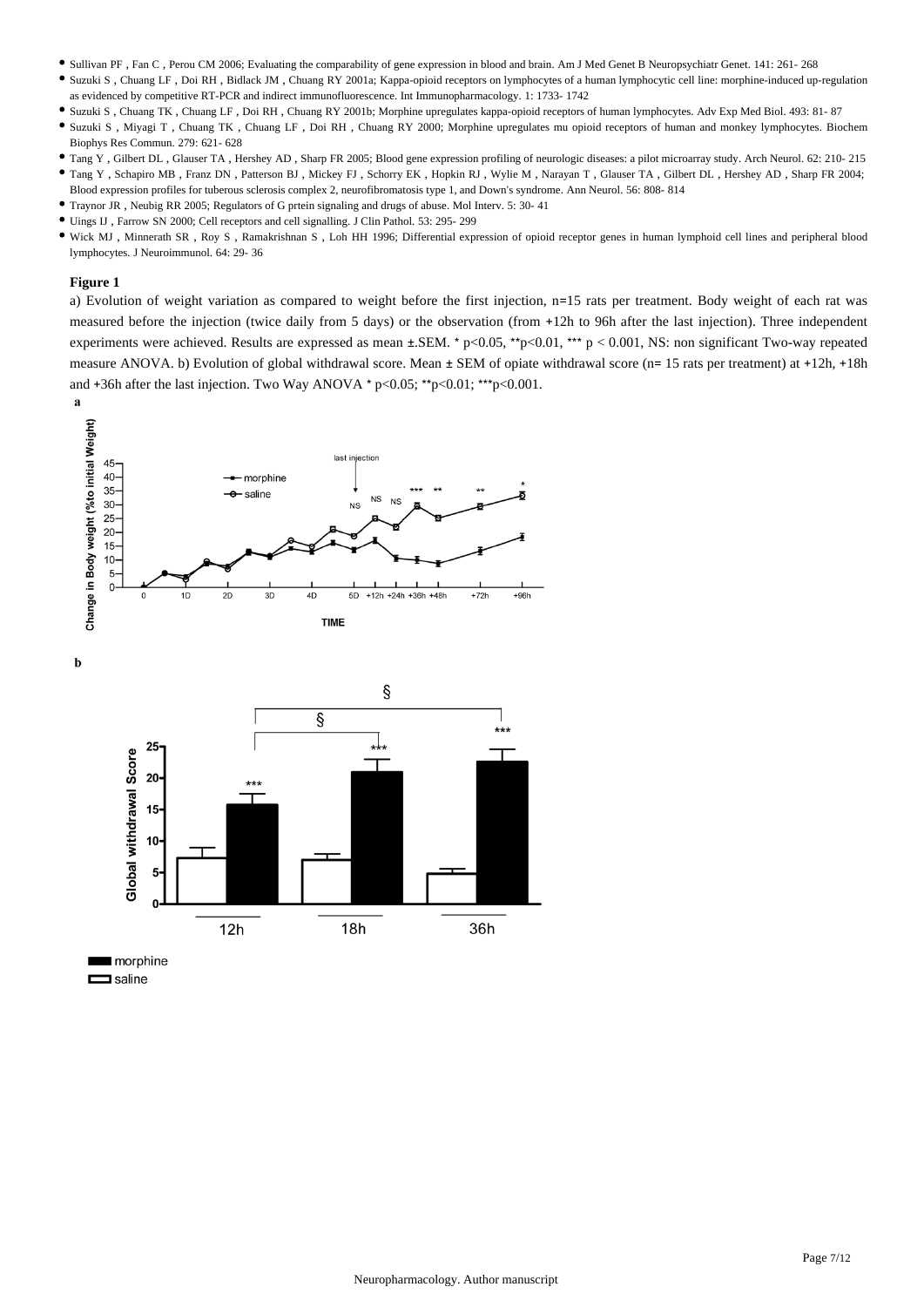- Sullivan PF , Fan C , Perou CM 2006; Evaluating the comparability of gene expression in blood and brain. Am J Med Genet B Neuropsychiatr Genet. 141: 261- 268
- Suzuki S , Chuang LF , Doi RH , Bidlack JM , Chuang RY 2001a; Kappa-opioid receptors on lymphocytes of a human lymphocytic cell line: morphine-induced up-regulation as evidenced by competitive RT-PCR and indirect immunofluorescence. Int Immunopharmacology. 1: 1733- 1742
- Suzuki S , Chuang TK , Chuang LF , Doi RH , Chuang RY 2001b; Morphine upregulates kappa-opioid receptors of human lymphocytes. Adv Exp Med Biol. 493: 81- 87
- Suzuki S , Miyagi T , Chuang TK , Chuang LF , Doi RH , Chuang RY 2000; Morphine upregulates mu opioid receptors of human and monkey lymphocytes. Biochem Biophys Res Commun. 279: 621- 628
- Tang Y , Gilbert DL , Glauser TA , Hershey AD , Sharp FR 2005; Blood gene expression profiling of neurologic diseases: a pilot microarray study. Arch Neurol. 62: 210- 215
- Tang Y , Schapiro MB , Franz DN , Patterson BJ , Mickey FJ , Schorry EK , Hopkin RJ , Wylie M , Narayan T , Glauser TA , Gilbert DL , Hershey AD , Sharp FR 2004; Blood expression profiles for tuberous sclerosis complex 2, neurofibromatosis type 1, and Down's syndrome. Ann Neurol. 56: 808- 814
- Traynor JR , Neubig RR 2005; Regulators of G prtein signaling and drugs of abuse. Mol Interv. 5: 30- 41
- Uings IJ , Farrow SN 2000; Cell receptors and cell signalling. J Clin Pathol. 53: 295- 299
- Wick MJ , Minnerath SR , Roy S , Ramakrishnan S , Loh HH 1996; Differential expression of opioid receptor genes in human lymphoid cell lines and peripheral blood lymphocytes. J Neuroimmunol. 64: 29- 36

**Figure 1**

a) Evolution of weight variation as compared to weight before the first injection, n=15 rats per treatment. Body weight of each rat was measured before the injection (twice daily from 5 days) or the observation (from +12h to 96h after the last injection). Three independent experiments were achieved. Results are expressed as mean ±.SEM. * $p<0.05$, ** $p<0.01$, *** $p < 0.001$, NS: non significant Two-way repeated measure ANOVA. b) Evolution of global withdrawal score. Mean ± SEM of opiate withdrawal score (n= 15 rats per treatment) at +12h, +18h and +36h after the last injection. Two Way ANOVA * $p<0.05$; ** $p<0.01$; *** $p<0.001$.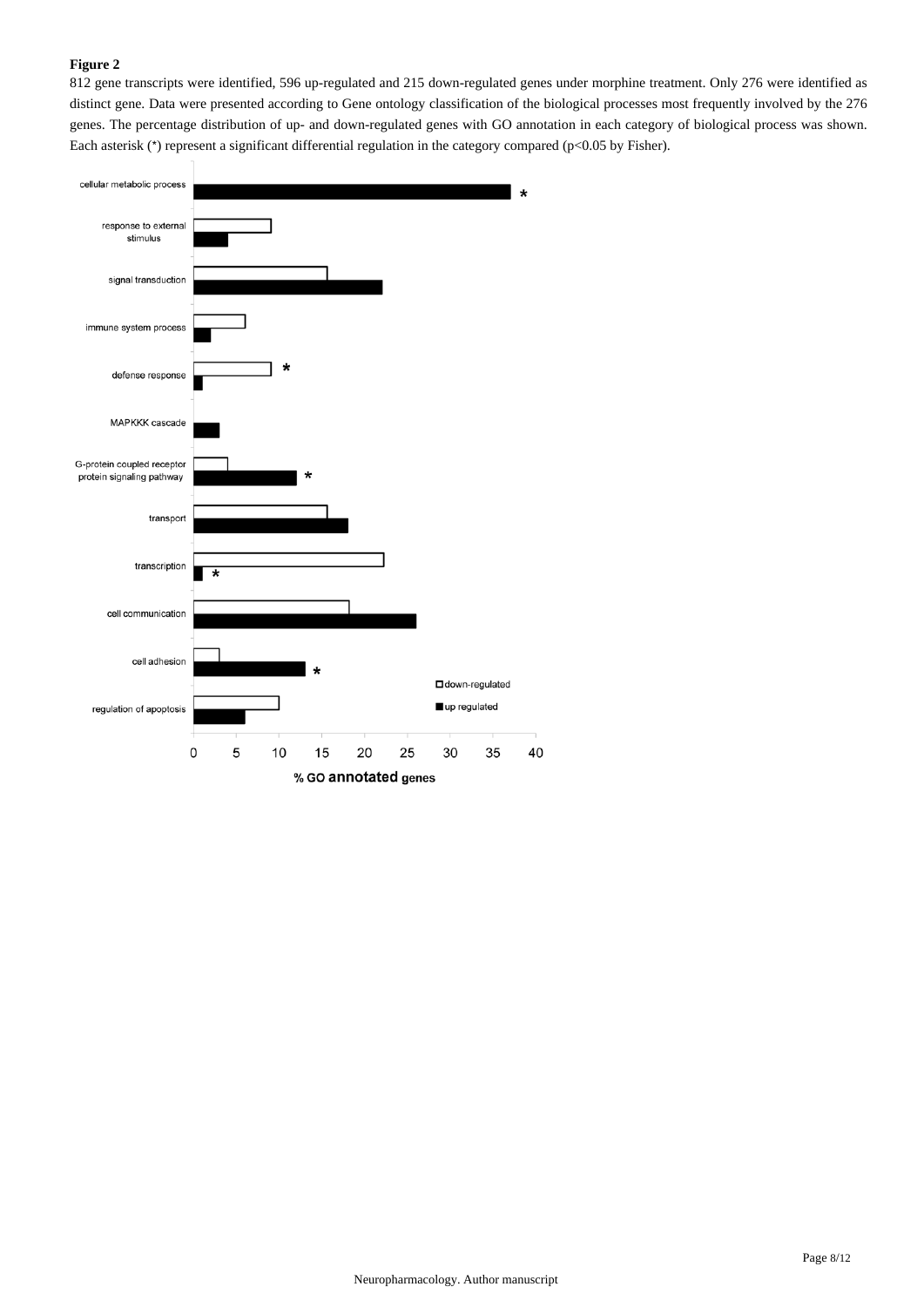**Figure 2**

812 gene transcripts were identified, 596 up-regulated and 215 down-regulated genes under morphine treatment. Only 276 were identified as distinct gene. Data were presented according to Gene ontology classification of the biological processes most frequently involved by the 276 genes. The percentage distribution of up- and down-regulated genes with GO annotation in each category of biological process was shown. Each asterisk (*) represent a significant differential regulation in the category compared ($p<0.05$ by Fisher).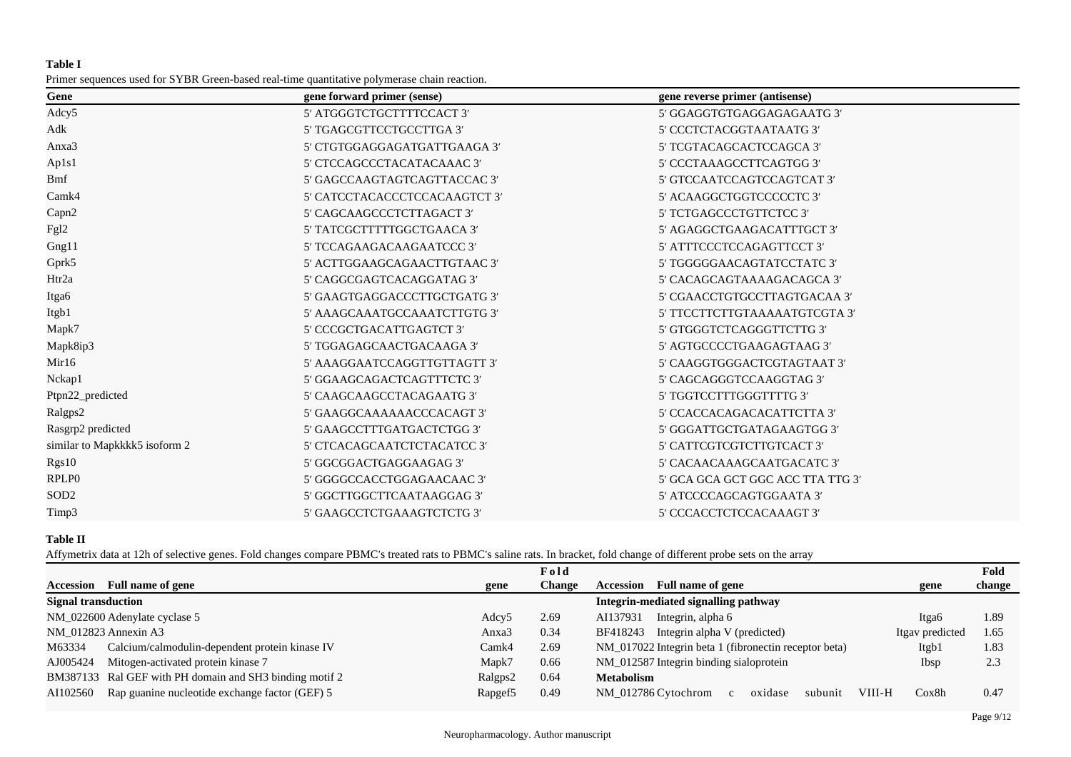**Table I**

Primer sequences used for SYBR Green-based real-time quantitative polymerase chain reaction.

| Gene | gene forward primer (sense) | gene reverse primer (antisense) |
|---|---|---|
| Adcy5 | 5′ ATGGGTCTGCTTTTCCACT 3′ | 5′ GGAGGTGTGAGGAGAGAATG 3′ |
| Adk | 5′ TGAGCGTTCCTGCCTTGA 3′ | 5′ CCCTCTACGGTAATAATG 3′ |
| Anxa3 | 5′ CTGTGGAGGAGATGATTGAAGA 3′ | 5′ TCGTACAGCACTCCAGCA 3′ |
| Ap1s1 | 5′ CTCCAGCCCTACATACAAAC 3′ | 5′ CCCTAAAGCCTTCAGTGG 3′ |
| Bmf | 5′ GAGCCAAGTAGTCAGTTACCAC 3′ | 5′ GTCCAATCCAGTCCAGTCAT 3′ |
| Camk4 | 5′ CATCCTACACCCTCCACAAGTCT 3′ | 5′ ACAAGGCTGGTCCCCCTC 3′ |
| Capn2 | 5′ CAGCAAGCCCTCTTAGACT 3′ | 5′ TCTGAGCCCTGTTCTCC 3′ |
| Fgl2 | 5′ TATCGCTTTTTGGCTGAACA 3′ | 5′ AGAGGCTGAAGACATTTGCT 3′ |
| Gng11 | 5′ TCCAGAAGACAAGAATCCC 3′ | 5′ ATTTCCCTCCAGAGTTCCT 3′ |
| Gprk5 | 5′ ACTTGGAAGCAGAACTTGTAAC 3′ | 5′ TGGGGGAACAGTATCCTATC 3′ |
| Htr2a | 5′ CAGGCGAGTCACAGGATAG 3′ | 5′ CACAGCAGTAAAAGACAGCA 3′ |
| Itga6 | 5′ GAAGTGAGGACCCTTGCTGATG 3′ | 5′ CGAACCTGTGCCTTAGTGACAA 3′ |
| Itgb1 | 5′ AAAGCAAATGCCAAATCTTGTG 3′ | 5′ TTCCTTCTTGTAAAAATGTCGTA 3′ |
| Mapk7 | 5′ CCCGCTGACATTGAGTCT 3′ | 5′ GTGGGTCTCAGGGTTCTTG 3′ |
| Mapk8ip3 | 5′ TGGAGAGCAACTGACAAGA 3′ | 5′ AGTGCCCCTGAAGAGTAAG 3′ |
| Mir16 | 5′ AAAGGAATCCAGGTTGTTAGTT 3′ | 5′ CAAGGTGGGACTCGTAGTAAT 3′ |
| Nckap1 | 5′ GGAAGCAGACTCAGTTTCTC 3′ | 5′ CAGCAGGGTCCAAGGTAG 3′ |
| Ptpn22_predicted | 5′ CAAGCAAGCCTACAGAATG 3′ | 5′ TGGTCCTTTGGGTTTTG 3′ |
| Ralgps2 | 5′ GAAGGCAAAAAACCCACAGT 3′ | 5′ CCACCACAGACACATTCTTA 3′ |
| Rasgrp2 predicted | 5′ GAAGCCTTTGATGACTCTGG 3′ | 5′ GGGATTGCTGATAGAAGTGG 3′ |
| similar to Mapkkkk5 isoform 2 | 5′ CTCACAGCAATCTCTACATCC 3′ | 5′ CATTCGTCGTCTTGTCACT 3′ |
| Rgs10 | 5′ GGCGGACTGAGGAAGAG 3′ | 5′ CACAACAAAGCAATGACATC 3′ |
| RPLP0 | 5′ GGGGCCACCTGGAGAACAAC 3′ | 5′ GCA GCA GCT GGC ACC TTA TTG 3′ |
| SOD2 | 5′ GGCTTGGCTTCAATAAGGAG 3′ | 5′ ATCCCCAGCAGTGGAATA 3′ |
| Timp3 | 5′ GAAGCCTCTGAAAGTCTCTG 3′ | 5′ CCCACCTCTCCACAAAGT 3′ |

**Table II**

Affymetrix data at 12h of selective genes. Fold changes compare PBMC's treated rats to PBMC's saline rats. In bracket, fold change of different probe sets on the array

| Accession | Full name of gene | gene | Fold Change | Accession | Full name of gene | gene | Fold change |
|---|---|---|---|---|---|---|---|
| **Signal transduction** | | | | **Integrin-mediated signalling pathway** | | | |
| NM_022600 | Adenylate cyclase 5 | Adcy5 | 2.69 | AI137931 | Integrin, alpha 6 | Itga6 | 1.89 |
| NM_012823 | Annexin A3 | Anxa3 | 0.34 | BF418243 | Integrin alpha V (predicted) | Itgav predicted | 1.65 |
| M63334 | Calcium/calmodulin-dependent protein kinase IV | Camk4 | 2.69 | NM_017022 | Integrin beta 1 (fibronectin receptor beta) | Itgb1 | 1.83 |
| AJ005424 | Mitogen-activated protein kinase 7 | Mapk7 | 0.66 | NM_012587 | Integrin binding sialoprotein | Ibsp | 2.3 |
| BM387133 | Ral GEF with PH domain and SH3 binding motif 2 | Ralgps2 | 0.64 | **Metabolism** | | | |
| AI102560 | Rap guanine nucleotide exchange factor (GEF) 5 | Rapgef5 | 0.49 | NM_012786 | Cytochrom c oxidase subunit VIII-H | Cox8h | 0.47 |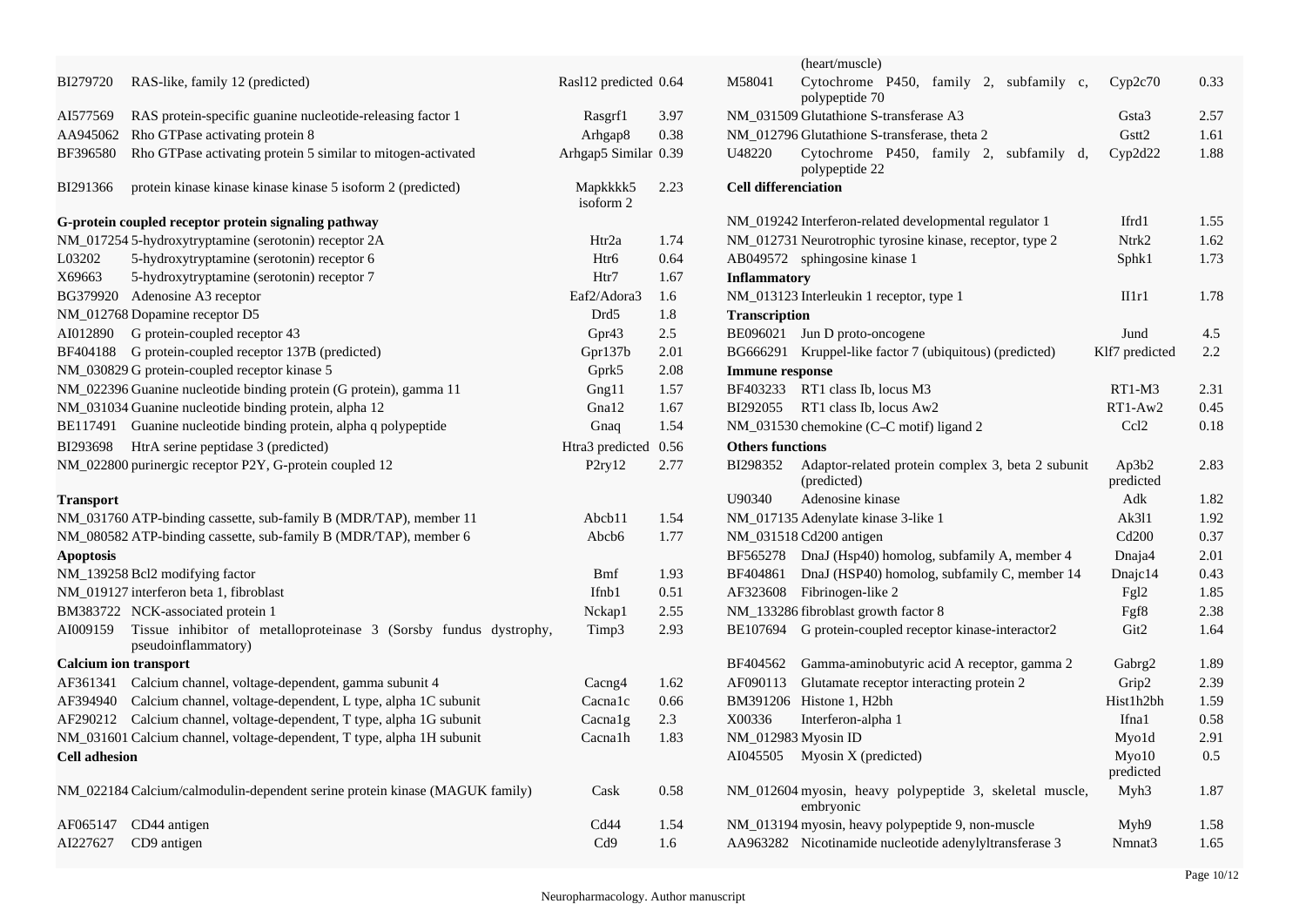| | | | |
|---|---|---|---|
| BI279720 | RAS-like, family 12 (predicted) | Rasl12 predicted | 0.64 |
| AI577569 | RAS protein-specific guanine nucleotide-releasing factor 1 | Rasgrf1 | 3.97 |
| AA945062 | Rho GTPase activating protein 8 | Arhgap8 | 0.38 |
| BF396580 | Rho GTPase activating protein 5 similar to mitogen-activated | Arhgap5 Similar | 0.39 |
| BI291366 | protein kinase kinase kinase kinase 5 isoform 2 (predicted) | Mapkkkk5 isoform 2 | 2.23 |
| **G-protein coupled receptor protein signaling pathway** | | | |
| NM_017254 | 5-hydroxytryptamine (serotonin) receptor 2A | Htr2a | 1.74 |
| L03202 | 5-hydroxytryptamine (serotonin) receptor 6 | Htr6 | 0.64 |
| X69663 | 5-hydroxytryptamine (serotonin) receptor 7 | Htr7 | 1.67 |
| BG379920 | Adenosine A3 receptor | Eaf2/Adora3 | 1.6 |
| NM_012768 | Dopamine receptor D5 | Drd5 | 1.8 |
| AI012890 | G protein-coupled receptor 43 | Gpr43 | 2.5 |
| BF404188 | G protein-coupled receptor 137B (predicted) | Gpr137b | 2.01 |
| NM_030829 | G protein-coupled receptor kinase 5 | Gprk5 | 2.08 |
| NM_022396 | Guanine nucleotide binding protein (G protein), gamma 11 | Gng11 | 1.57 |
| NM_031034 | Guanine nucleotide binding protein, alpha 12 | Gna12 | 1.67 |
| BE117491 | Guanine nucleotide binding protein, alpha q polypeptide | Gnaq | 1.54 |
| BI293698 | HtrA serine peptidase 3 (predicted) | Htra3 predicted | 0.56 |
| NM_022800 | purinergic receptor P2Y, G-protein coupled 12 | P2ry12 | 2.77 |
| **Transport** | | | |
| NM_031760 | ATP-binding cassette, sub-family B (MDR/TAP), member 11 | Abcb11 | 1.54 |
| NM_080582 | ATP-binding cassette, sub-family B (MDR/TAP), member 6 | Abcb6 | 1.77 |
| **Apoptosis** | | | |
| NM_139258 | Bcl2 modifying factor | Bmf | 1.93 |
| NM_019127 | interferon beta 1, fibroblast | Ifnb1 | 0.51 |
| BM383722 | NCK-associated protein 1 | Nckap1 | 2.55 |
| AI009159 | Tissue inhibitor of metalloproteinase 3 (Sorsby fundus dystrophy, pseudoinflammatory) | Timp3 | 2.93 |
| **Calcium ion transport** | | | |
| AF361341 | Calcium channel, voltage-dependent, gamma subunit 4 | Cacng4 | 1.62 |
| AF394940 | Calcium channel, voltage-dependent, L type, alpha 1C subunit | Cacna1c | 0.66 |
| AF290212 | Calcium channel, voltage-dependent, T type, alpha 1G subunit | Cacna1g | 2.3 |
| NM_031601 | Calcium channel, voltage-dependent, T type, alpha 1H subunit | Cacna1h | 1.83 |
| **Cell adhesion** | | | |
| NM_022184 | Calcium/calmodulin-dependent serine protein kinase (MAGUK family) | Cask | 0.58 |
| AF065147 | CD44 antigen | Cd44 | 1.54 |
| AI227627 | CD9 antigen | Cd9 | 1.6 |
| | (heart/muscle) | | |
| M58041 | Cytochrome P450, family 2, subfamily c, polypeptide 70 | Cyp2c70 | 0.33 |
| NM_031509 | Glutathione S-transferase A3 | Gsta3 | 2.57 |
| NM_012796 | Glutathione S-transferase, theta 2 | Gstt2 | 1.61 |
| U48220 | Cytochrome P450, family 2, subfamily d, polypeptide 22 | Cyp2d22 | 1.88 |
| **Cell differenciation** | | | |
| NM_019242 | Interferon-related developmental regulator 1 | Ifrd1 | 1.55 |
| NM_012731 | Neurotrophic tyrosine kinase, receptor, type 2 | Ntrk2 | 1.62 |
| AB049572 | sphingosine kinase 1 | Sphk1 | 1.73 |
| **Inflammatory** | | | |
| NM_013123 | Interleukin 1 receptor, type 1 | Il1r1 | 1.78 |
| **Transcription** | | | |
| BE096021 | Jun D proto-oncogene | Jund | 4.5 |
| BG666291 | Kruppel-like factor 7 (ubiquitous) (predicted) | Klf7 predicted | 2.2 |
| **Immune response** | | | |
| BF403233 | RT1 class Ib, locus M3 | RT1-M3 | 2.31 |
| BI292055 | RT1 class Ib, locus Aw2 | RT1-Aw2 | 0.45 |
| NM_031530 | chemokine (C–C motif) ligand 2 | Ccl2 | 0.18 |
| **Others functions** | | | |
| BI298352 | Adaptor-related protein complex 3, beta 2 subunit (predicted) | Ap3b2 predicted | 2.83 |
| U90340 | Adenosine kinase | Adk | 1.82 |
| NM_017135 | Adenylate kinase 3-like 1 | Ak3l1 | 1.92 |
| NM_031518 | Cd200 antigen | Cd200 | 0.37 |
| BF565278 | DnaJ (Hsp40) homolog, subfamily A, member 4 | Dnaja4 | 2.01 |
| BF404861 | DnaJ (HSP40) homolog, subfamily C, member 14 | Dnajc14 | 0.43 |
| AF323608 | Fibrinogen-like 2 | Fgl2 | 1.85 |
| NM_133286 | fibroblast growth factor 8 | Fgf8 | 2.38 |
| BE107694 | G protein-coupled receptor kinase-interactor2 | Git2 | 1.64 |
| BF404562 | Gamma-aminobutyric acid A receptor, gamma 2 | Gabrg2 | 1.89 |
| AF090113 | Glutamate receptor interacting protein 2 | Grip2 | 2.39 |
| BM391206 | Histone 1, H2bh | Hist1h2bh | 1.59 |
| X00336 | Interferon-alpha 1 | Ifna1 | 0.58 |
| NM_012983 | Myosin ID | Myo1d | 2.91 |
| AI045505 | Myosin X (predicted) | Myo10 predicted | 0.5 |
| NM_012604 | myosin, heavy polypeptide 3, skeletal muscle, embryonic | Myh3 | 1.87 |
| NM_013194 | myosin, heavy polypeptide 9, non-muscle | Myh9 | 1.58 |
| AA963282 | Nicotinamide nucleotide adenylyltransferase 3 | Nmnat3 | 1.65 |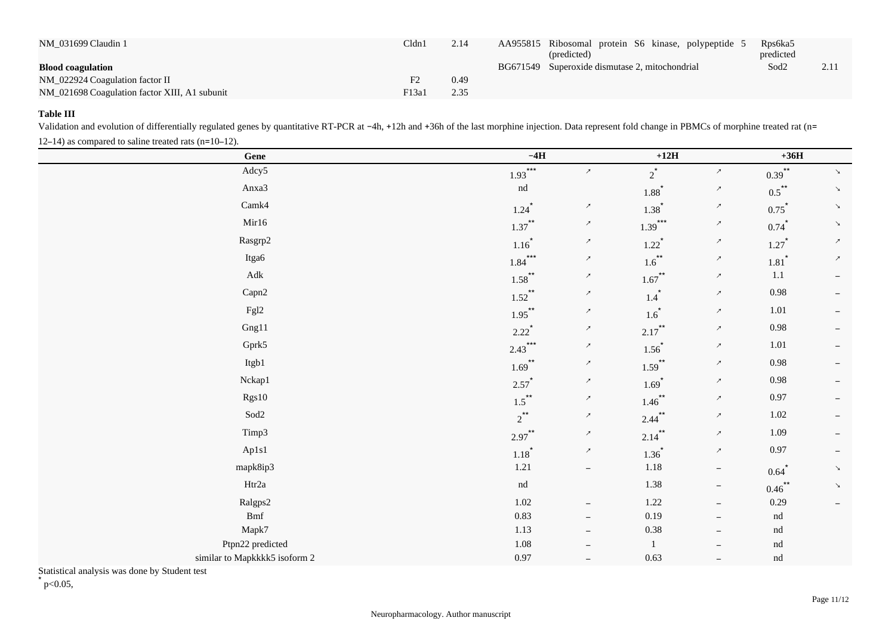| | | | | | | |
|---|---|---|---|---|---|---|
| NM_031699 Claudin 1 | Cldn1 | 2.14 | AA955815 | Ribosomal protein S6 kinase, polypeptide 5 (predicted) | Rps6ka5 predicted | |
| **Blood coagulation** | | | BG671549 | Superoxide dismutase 2, mitochondrial | Sod2 | 2.11 |
| NM_022924 Coagulation factor II | F2 | 0.49 | | | | |
| NM_021698 Coagulation factor XIII, A1 subunit | F13a1 | 2.35 | | | | |

### Table III

Validation and evolution of differentially regulated genes by quantitative RT-PCR at −4h, +12h and +36h of the last morphine injection. Data represent fold change in PBMCs of morphine treated rat (n= 12–14) as compared to saline treated rats (n=10–12).

| Gene | −4H | | +12H | | +36H | |
|---|---|---|---|---|---|---|
| Adcy5 | 1.93*** | ↗ | 2* | ↗ | 0.39** | ↘ |
| Anxa3 | nd | | 1.88* | ↗ | 0.5** | ↘ |
| Camk4 | 1.24* | ↗ | 1.38* | ↗ | 0.75* | ↘ |
| Mir16 | 1.37** | ↗ | 1.39*** | ↗ | 0.74* | ↘ |
| Rasgrp2 | 1.16* | ↗ | 1.22* | ↗ | 1.27* | ↗ |
| Itga6 | 1.84*** | ↗ | 1.6** | ↗ | 1.81* | ↗ |
| Adk | 1.58** | ↗ | 1.67** | ↗ | 1.1 | – |
| Capn2 | 1.52** | ↗ | 1.4* | ↗ | 0.98 | – |
| Fgl2 | 1.95** | ↗ | 1.6* | ↗ | 1.01 | – |
| Gng11 | 2.22* | ↗ | 2.17** | ↗ | 0.98 | – |
| Gprk5 | 2.43*** | ↗ | 1.56* | ↗ | 1.01 | – |
| Itgb1 | 1.69** | ↗ | 1.59** | ↗ | 0.98 | – |
| Nckap1 | 2.57* | ↗ | 1.69* | ↗ | 0.98 | – |
| Rgs10 | 1.5** | ↗ | 1.46** | ↗ | 0.97 | – |
| Sod2 | 2** | ↗ | 2.44** | ↗ | 1.02 | – |
| Timp3 | 2.97** | ↗ | 2.14** | ↗ | 1.09 | – |
| Ap1s1 | 1.18* | ↗ | 1.36* | ↗ | 0.97 | – |
| mapk8ip3 | 1.21 | – | 1.18 | – | 0.64* | ↘ |
| Htr2a | nd | | 1.38 | – | 0.46** | ↘ |
| Ralgps2 | 1.02 | – | 1.22 | – | 0.29 | – |
| Bmf | 0.83 | – | 0.19 | – | nd | |
| Mapk7 | 1.13 | – | 0.38 | – | nd | |
| Ptpn22 predicted | 1.08 | – | 1 | – | nd | |
| similar to Mapkkkk5 isoform 2 | 0.97 | – | 0.63 | – | nd | |

Statistical analysis was done by Student test

* $p<0.05$,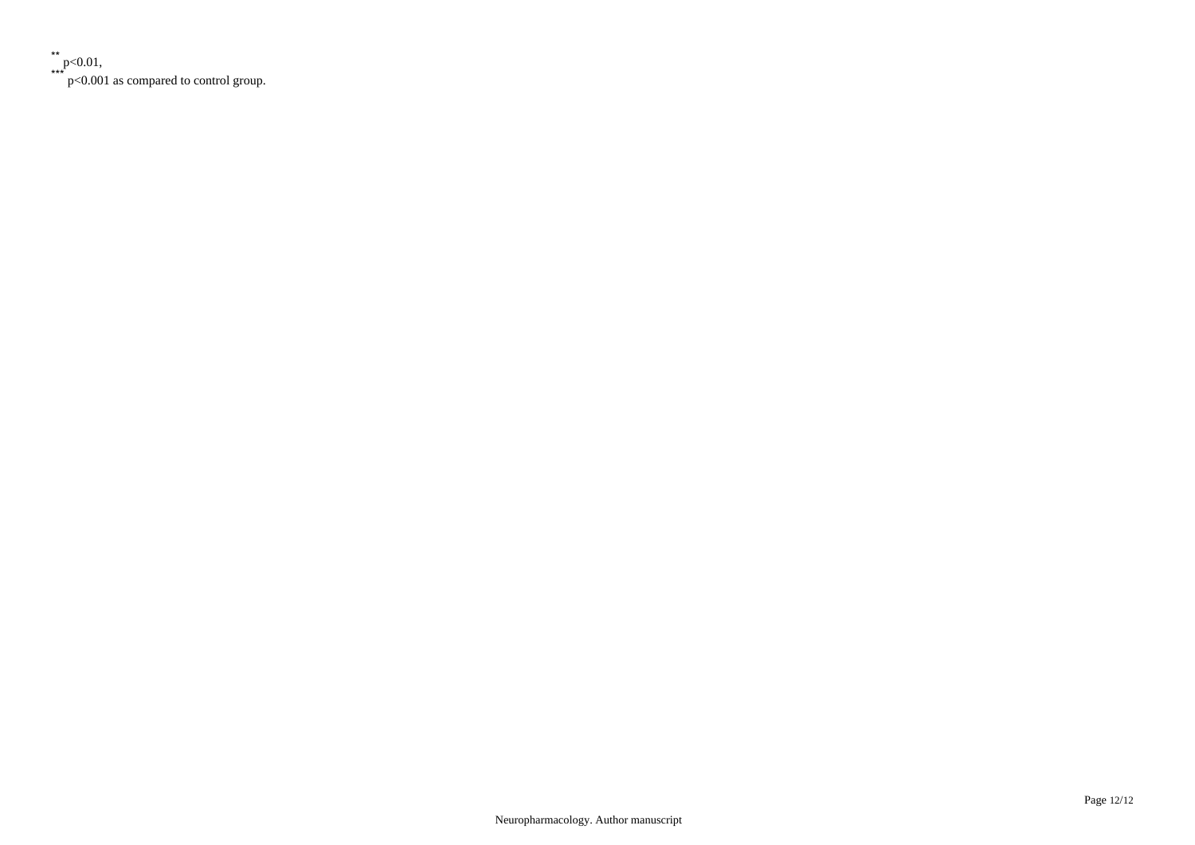** $p<0.01$,

*** $p<0.001$ as compared to control group.